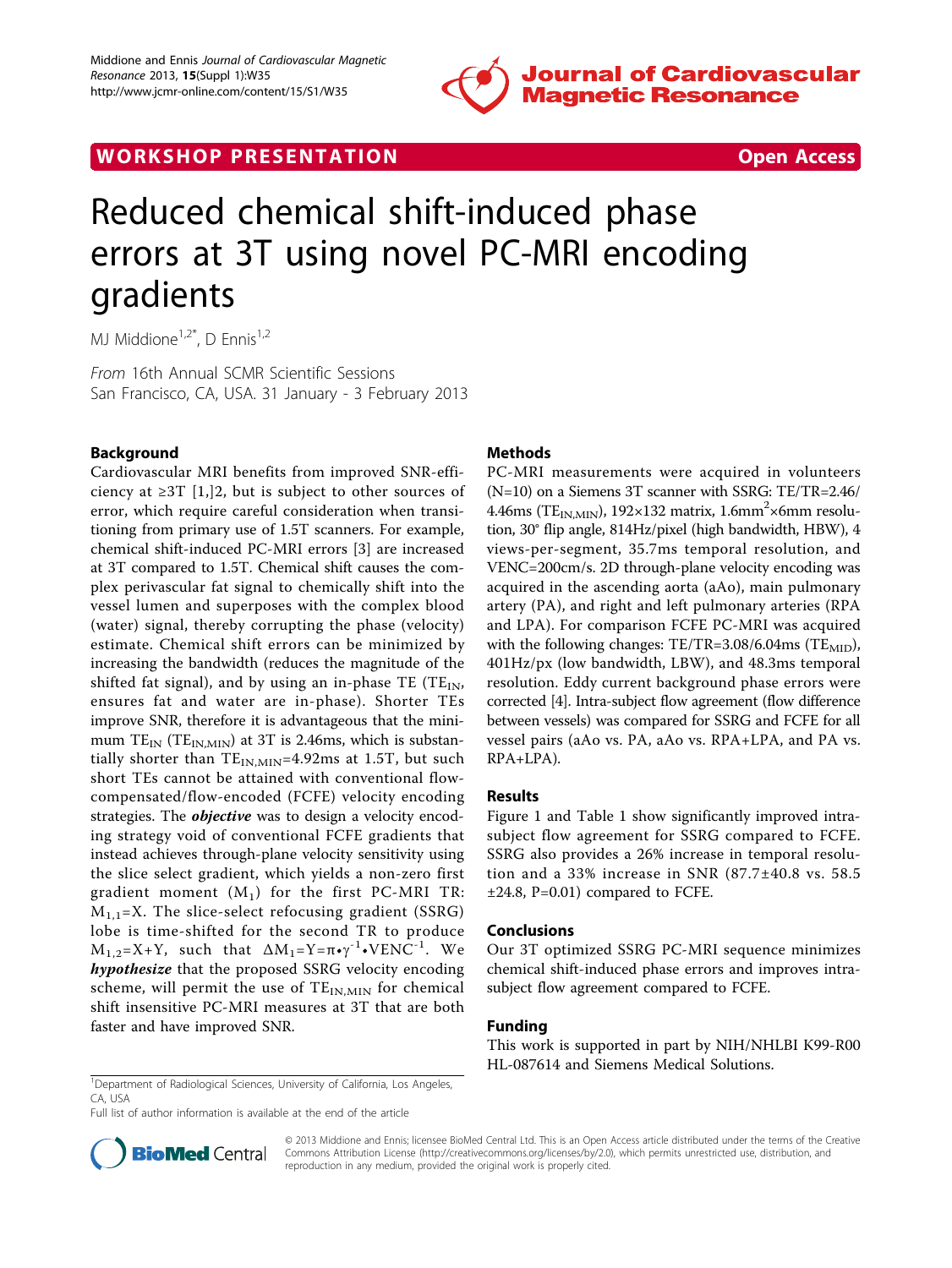WORKSHOP PRESENTATION

Open Access

# Reduced chemical shift-induced phase errors at 3T using novel PC-MRI encoding gradients

MJ Middione[1,2*], D Ennis[1,2]

*From* 16th Annual SCMR Scientific Sessions
San Francisco, CA, USA. 31 January - 3 February 2013

## Background

Cardiovascular MRI benefits from improved SNR-efficiency at ≥3T [1,]2, but is subject to other sources of error, which require careful consideration when transitioning from primary use of 1.5T scanners. For example, chemical shift-induced PC-MRI errors [3] are increased at 3T compared to 1.5T. Chemical shift causes the complex perivascular fat signal to chemically shift into the vessel lumen and superposes with the complex blood (water) signal, thereby corrupting the phase (velocity) estimate. Chemical shift errors can be minimized by increasing the bandwidth (reduces the magnitude of the shifted fat signal), and by using an in-phase TE ($TE_{IN}$, ensures fat and water are in-phase). Shorter TEs improve SNR, therefore it is advantageous that the minimum $TE_{IN}$ ($TE_{IN,MIN}$) at 3T is 2.46ms, which is substantially shorter than $TE_{IN,MIN}$=4.92ms at 1.5T, but such short TEs cannot be attained with conventional flow-compensated/flow-encoded (FCFE) velocity encoding strategies. The ***objective*** was to design a velocity encoding strategy void of conventional FCFE gradients that instead achieves through-plane velocity sensitivity using the slice select gradient, which yields a non-zero first gradient moment ($M_1$) for the first PC-MRI TR: $M_{1,1}$=X. The slice-select refocusing gradient (SSRG) lobe is time-shifted for the second TR to produce $M_{1,2}$=X+Y, such that $\Delta M_1 = Y = \pi \cdot \gamma^{-1} \cdot VENC^{-1}$. We ***hypothesize*** that the proposed SSRG velocity encoding scheme, will permit the use of $TE_{IN,MIN}$ for chemical shift insensitive PC-MRI measures at 3T that are both faster and have improved SNR.

## Methods

PC-MRI measurements were acquired in volunteers (N=10) on a Siemens 3T scanner with SSRG: TE/TR=2.46/4.46ms ($TE_{IN,MIN}$), 192×132 matrix, 1.6mm$^2$×6mm resolution, 30° flip angle, 814Hz/pixel (high bandwidth, HBW), 4 views-per-segment, 35.7ms temporal resolution, and VENC=200cm/s. 2D through-plane velocity encoding was acquired in the ascending aorta (aAo), main pulmonary artery (PA), and right and left pulmonary arteries (RPA and LPA). For comparison FCFE PC-MRI was acquired with the following changes: TE/TR=3.08/6.04ms ($TE_{MID}$), 401Hz/px (low bandwidth, LBW), and 48.3ms temporal resolution. Eddy current background phase errors were corrected [4]. Intra-subject flow agreement (flow difference between vessels) was compared for SSRG and FCFE for all vessel pairs (aAo vs. PA, aAo vs. RPA+LPA, and PA vs. RPA+LPA).

## Results

Figure 1 and Table 1 show significantly improved intra-subject flow agreement for SSRG compared to FCFE. SSRG also provides a 26% increase in temporal resolution and a 33% increase in SNR (87.7±40.8 vs. 58.5 ±24.8, P=0.01) compared to FCFE.

## Conclusions

Our 3T optimized SSRG PC-MRI sequence minimizes chemical shift-induced phase errors and improves intra-subject flow agreement compared to FCFE.

## Funding

This work is supported in part by NIH/NHLBI K99-R00 HL-087614 and Siemens Medical Solutions.

[1]Department of Radiological Sciences, University of California, Los Angeles, CA, USA

Full list of author information is available at the end of the article

© 2013 Middione and Ennis; licensee BioMed Central Ltd. This is an Open Access article distributed under the terms of the Creative Commons Attribution License (http://creativecommons.org/licenses/by/2.0), which permits unrestricted use, distribution, and reproduction in any medium, provided the original work is properly cited.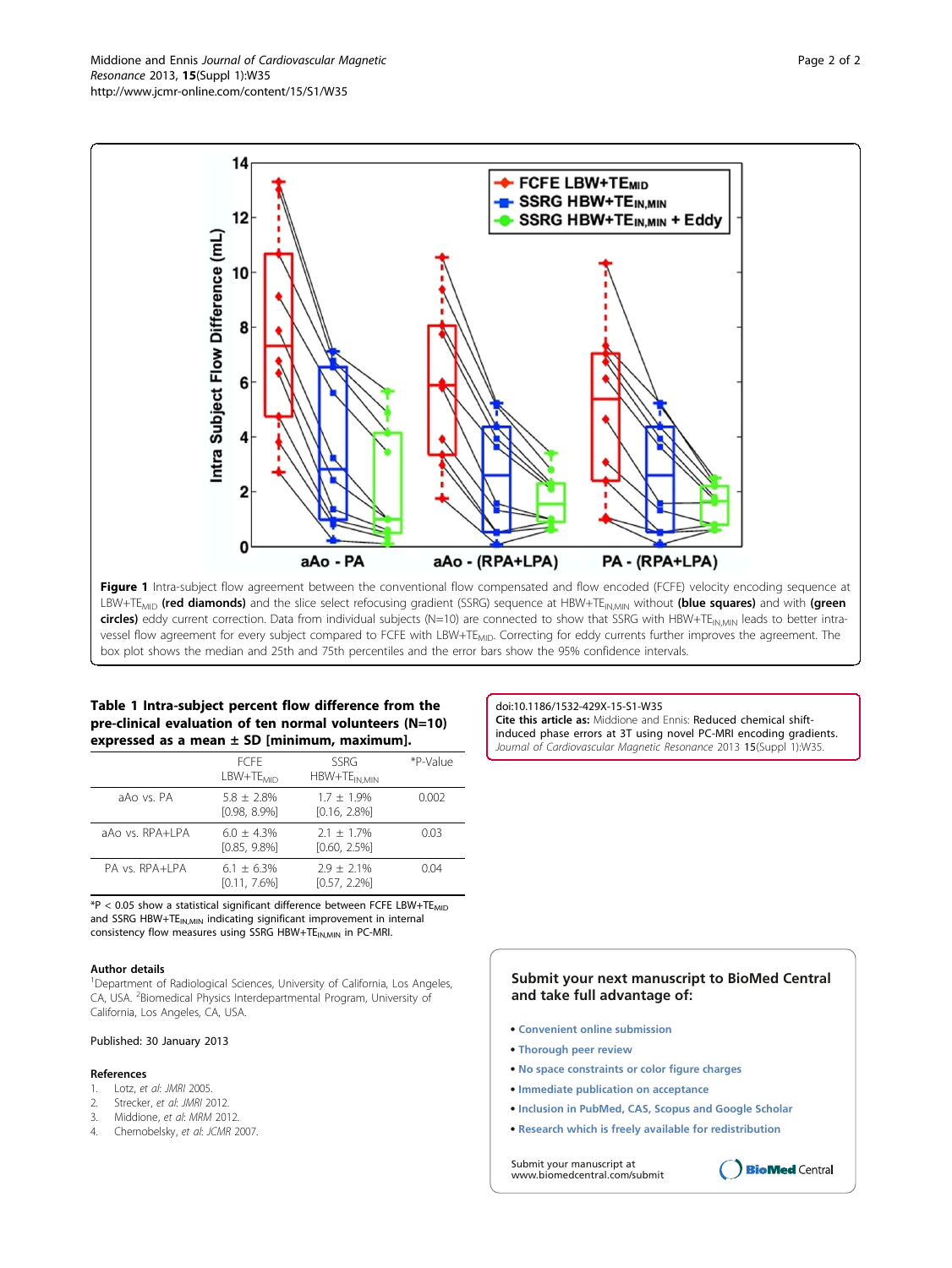Intra Subject Flow Difference (mL)

14
12
10
8
6
4
2
0

FCFE LBW+TE$_{MID}$
SSRG HBW+TE$_{IN,MIN}$
SSRG HBW+TE$_{IN,MIN}$ + Eddy

aAo - PA
aAo - (RPA+LPA)
PA - (RPA+LPA)

**Figure 1** Intra-subject flow agreement between the conventional flow compensated and flow encoded (FCFE) velocity encoding sequence at LBW+TE$_{MID}$ **(red diamonds)** and the slice select refocusing gradient (SSRG) sequence at HBW+TE$_{IN,MIN}$ without **(blue squares)** and with **(green circles)** eddy current correction. Data from individual subjects (N=10) are connected to show that SSRG with HBW+TE$_{IN,MIN}$ leads to better intra-vessel flow agreement for every subject compared to FCFE with LBW+TE$_{MID}$. Correcting for eddy currents further improves the agreement. The box plot shows the median and 25th and 75th percentiles and the error bars show the 95% confidence intervals.

**Table 1 Intra-subject percent flow difference from the pre-clinical evaluation of ten normal volunteers (N=10) expressed as a mean ± SD [minimum, maximum].**

| | FCFE LBW+TE$_{MID}$ | SSRG HBW+TE$_{IN,MIN}$ | *P-Value |
|---|---|---|---|
| aAo vs. PA | 5.8 ± 2.8% [0.98, 8.9%] | 1.7 ± 1.9% [0.16, 2.8%] | 0.002 |
| aAo vs. RPA+LPA | 6.0 ± 4.3% [0.85, 9.8%] | 2.1 ± 1.7% [0.60, 2.5%] | 0.03 |
| PA vs. RPA+LPA | 6.1 ± 6.3% [0.11, 7.6%] | 2.9 ± 2.1% [0.57, 2.2%] | 0.04 |

*P < 0.05 show a statistical significant difference between FCFE LBW+TE$_{MID}$ and SSRG HBW+TE$_{IN,MIN}$ indicating significant improvement in internal consistency flow measures using SSRG HBW+TE$_{IN,MIN}$ in PC-MRI.

### Author details

[1]Department of Radiological Sciences, University of California, Los Angeles, CA, USA. [2]Biomedical Physics Interdepartmental Program, University of California, Los Angeles, CA, USA.

Published: 30 January 2013

### References

1. Lotz, *et al*: *JMRI* 2005.
2. Strecker, *et al*: *JMRI* 2012.
3. Middione, *et al*: *MRM* 2012.
4. Chernobelsky, *et al*: *JCMR* 2007.

doi:10.1186/1532-429X-15-S1-W35

**Cite this article as:** Middione and Ennis: Reduced chemical shift-induced phase errors at 3T using novel PC-MRI encoding gradients. *Journal of Cardiovascular Magnetic Resonance* 2013 **15**(Suppl 1):W35.

**Submit your next manuscript to BioMed Central and take full advantage of:**

- Convenient online submission
- Thorough peer review
- No space constraints or color figure charges
- Immediate publication on acceptance
- Inclusion in PubMed, CAS, Scopus and Google Scholar
- Research which is freely available for redistribution

Submit your manuscript at www.biomedcentral.com/submit

BioMed Central